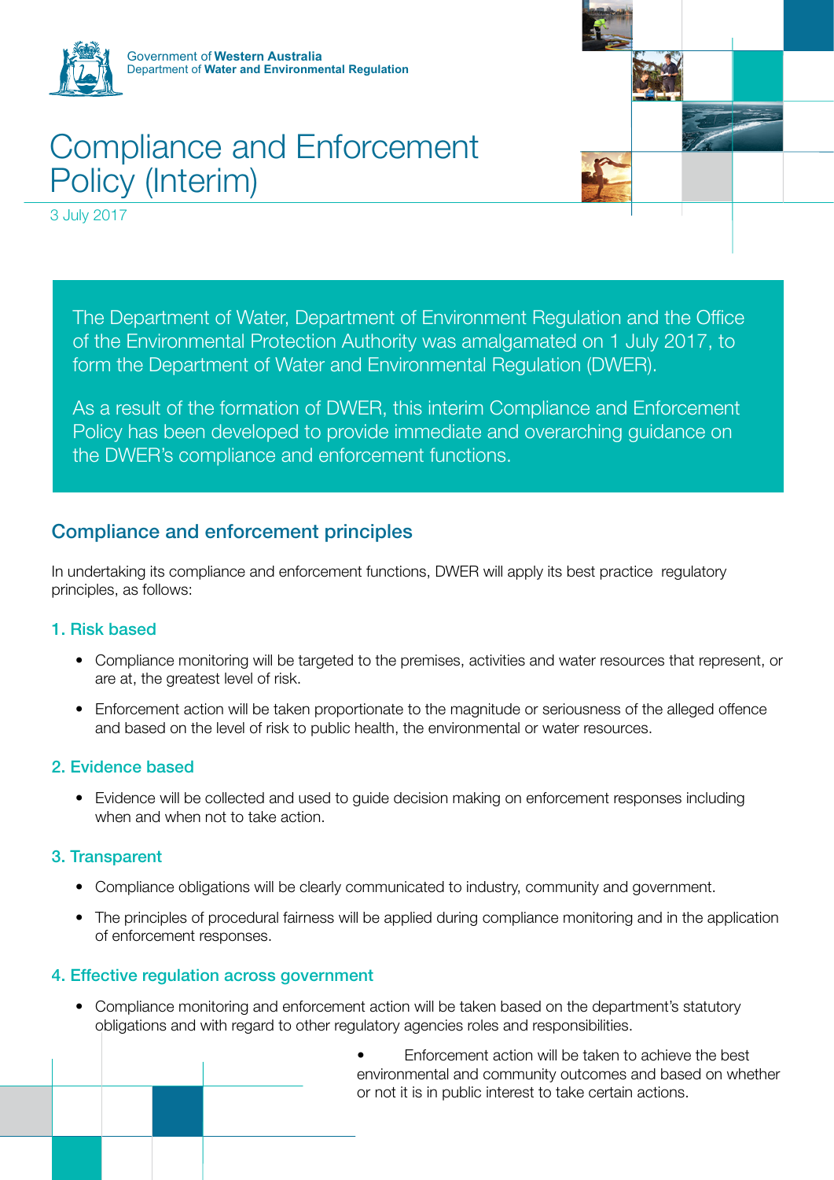Government of **Western Australia**
Department of **Water and Environmental Regulation**

# Compliance and Enforcement Policy (Interim)

3 July 2017

The Department of Water, Department of Environment Regulation and the Office of the Environmental Protection Authority was amalgamated on 1 July 2017, to form the Department of Water and Environmental Regulation (DWER).

As a result of the formation of DWER, this interim Compliance and Enforcement Policy has been developed to provide immediate and overarching guidance on the DWER's compliance and enforcement functions.

## Compliance and enforcement principles

In undertaking its compliance and enforcement functions, DWER will apply its best practice regulatory principles, as follows:

### 1. Risk based

- Compliance monitoring will be targeted to the premises, activities and water resources that represent, or are at, the greatest level of risk.
- Enforcement action will be taken proportionate to the magnitude or seriousness of the alleged offence and based on the level of risk to public health, the environmental or water resources.

### 2. Evidence based

- Evidence will be collected and used to guide decision making on enforcement responses including when and when not to take action.

### 3. Transparent

- Compliance obligations will be clearly communicated to industry, community and government.
- The principles of procedural fairness will be applied during compliance monitoring and in the application of enforcement responses.

### 4. Effective regulation across government

- Compliance monitoring and enforcement action will be taken based on the department's statutory obligations and with regard to other regulatory agencies roles and responsibilities.
- Enforcement action will be taken to achieve the best environmental and community outcomes and based on whether or not it is in public interest to take certain actions.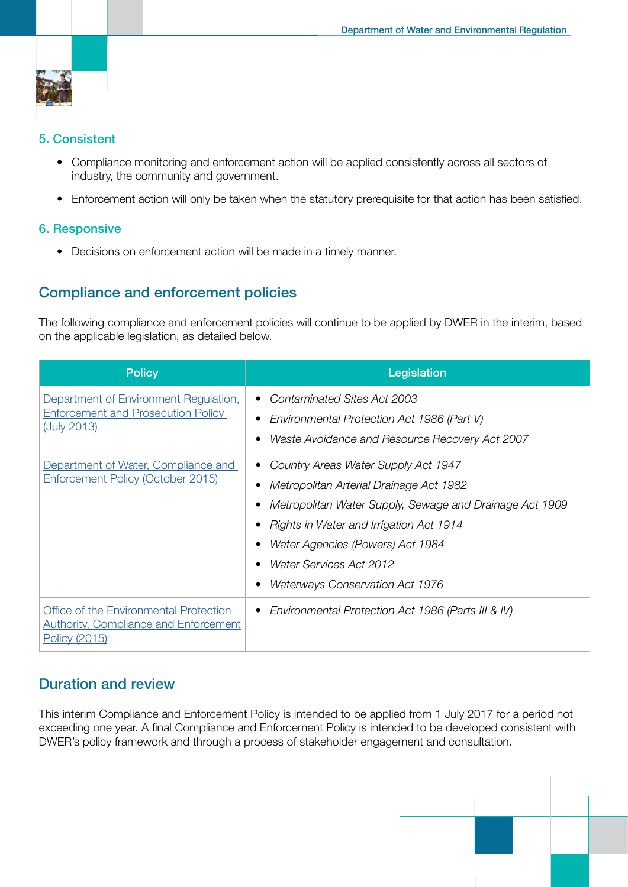### 5. Consistent

- Compliance monitoring and enforcement action will be applied consistently across all sectors of industry, the community and government.
- Enforcement action will only be taken when the statutory prerequisite for that action has been satisfied.

### 6. Responsive

- Decisions on enforcement action will be made in a timely manner.

## Compliance and enforcement policies

The following compliance and enforcement policies will continue to be applied by DWER in the interim, based on the applicable legislation, as detailed below.

| Policy | Legislation |
|---|---|
| Department of Environment Regulation, Enforcement and Prosecution Policy (July 2013) | • *Contaminated Sites Act 2003*<br>• *Environmental Protection Act 1986 (Part V)*<br>• *Waste Avoidance and Resource Recovery Act 2007* |
| Department of Water, Compliance and Enforcement Policy (October 2015) | • *Country Areas Water Supply Act 1947*<br>• *Metropolitan Arterial Drainage Act 1982*<br>• *Metropolitan Water Supply, Sewage and Drainage Act 1909*<br>• *Rights in Water and Irrigation Act 1914*<br>• *Water Agencies (Powers) Act 1984*<br>• *Water Services Act 2012*<br>• *Waterways Conservation Act 1976* |
| Office of the Environmental Protection Authority, Compliance and Enforcement Policy (2015) | • *Environmental Protection Act 1986 (Parts III & IV)* |

## Duration and review

This interim Compliance and Enforcement Policy is intended to be applied from 1 July 2017 for a period not exceeding one year. A final Compliance and Enforcement Policy is intended to be developed consistent with DWER's policy framework and through a process of stakeholder engagement and consultation.